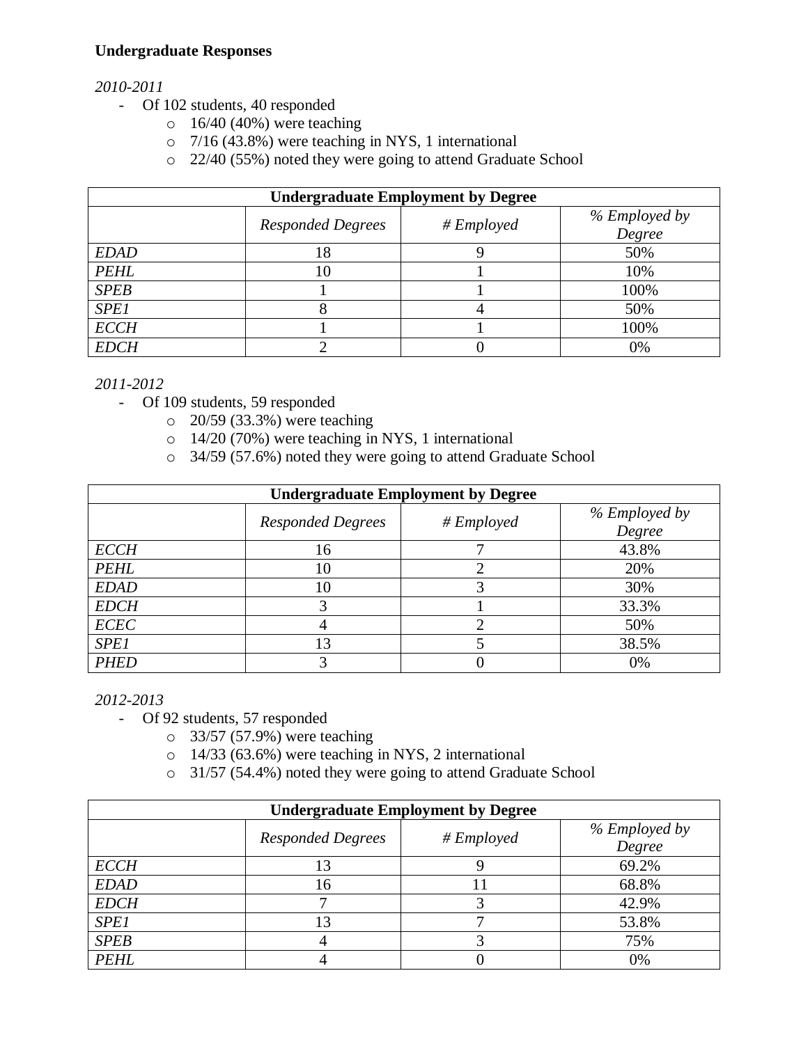**Undergraduate Responses**

*2010-2011*

- Of 102 students, 40 responded
  - 16/40 (40%) were teaching
  - 7/16 (43.8%) were teaching in NYS, 1 international
  - 22/40 (55%) noted they were going to attend Graduate School

| **Undergraduate Employment by Degree** | | | |
|---|---|---|---|
| | *Responded Degrees* | *# Employed* | *% Employed by Degree* |
| *EDAD* | 18 | 9 | 50% |
| *PEHL* | 10 | 1 | 10% |
| *SPEB* | 1 | 1 | 100% |
| *SPE1* | 8 | 4 | 50% |
| *ECCH* | 1 | 1 | 100% |
| *EDCH* | 2 | 0 | 0% |

*2011-2012*

- Of 109 students, 59 responded
  - 20/59 (33.3%) were teaching
  - 14/20 (70%) were teaching in NYS, 1 international
  - 34/59 (57.6%) noted they were going to attend Graduate School

| **Undergraduate Employment by Degree** | | | |
|---|---|---|---|
| | *Responded Degrees* | *# Employed* | *% Employed by Degree* |
| *ECCH* | 16 | 7 | 43.8% |
| *PEHL* | 10 | 2 | 20% |
| *EDAD* | 10 | 3 | 30% |
| *EDCH* | 3 | 1 | 33.3% |
| *ECEC* | 4 | 2 | 50% |
| *SPE1* | 13 | 5 | 38.5% |
| *PHED* | 3 | 0 | 0% |

*2012-2013*

- Of 92 students, 57 responded
  - 33/57 (57.9%) were teaching
  - 14/33 (63.6%) were teaching in NYS, 2 international
  - 31/57 (54.4%) noted they were going to attend Graduate School

| **Undergraduate Employment by Degree** | | | |
|---|---|---|---|
| | *Responded Degrees* | *# Employed* | *% Employed by Degree* |
| *ECCH* | 13 | 9 | 69.2% |
| *EDAD* | 16 | 11 | 68.8% |
| *EDCH* | 7 | 3 | 42.9% |
| *SPE1* | 13 | 7 | 53.8% |
| *SPEB* | 4 | 3 | 75% |
| *PEHL* | 4 | 0 | 0% |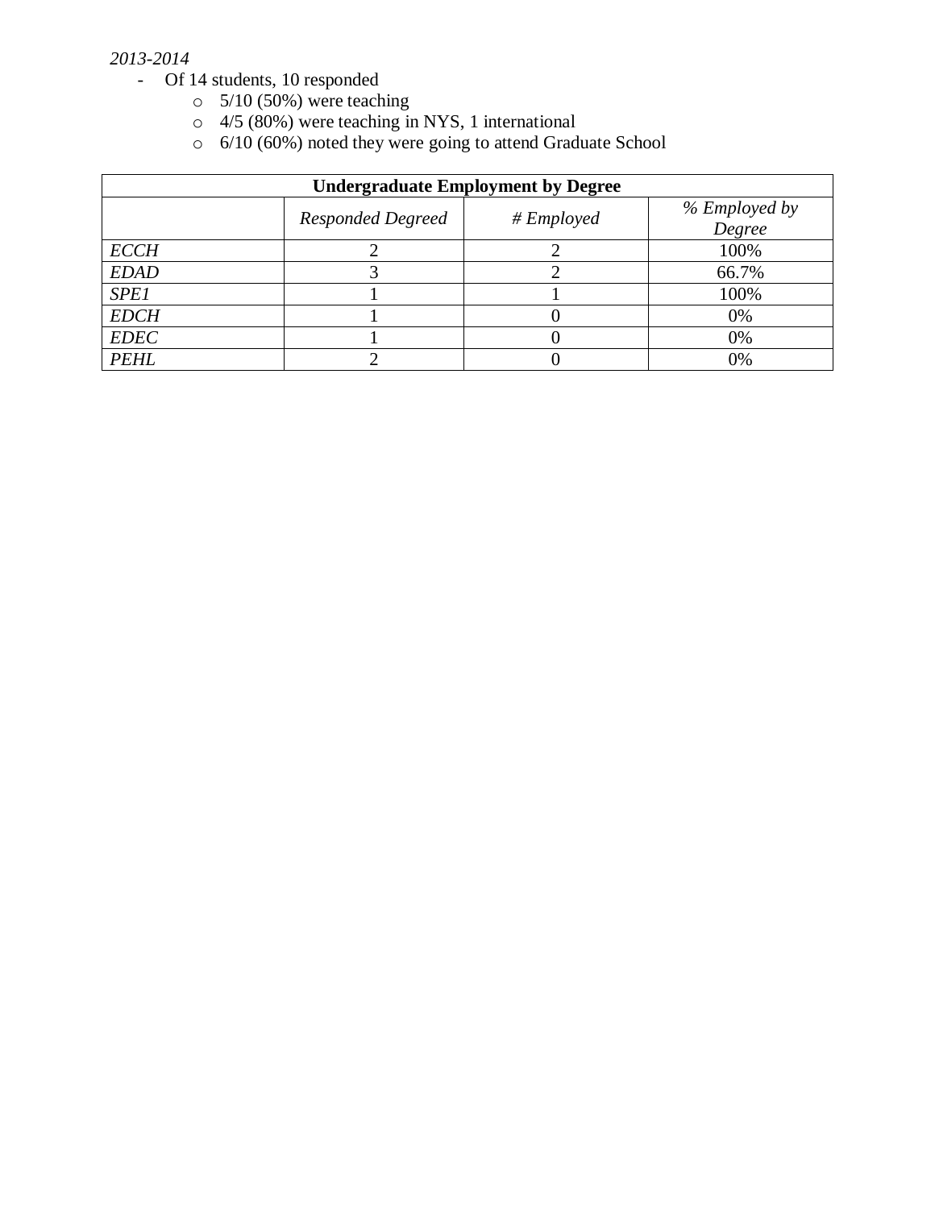*2013-2014*

- Of 14 students, 10 responded
  - 5/10 (50%) were teaching
  - 4/5 (80%) were teaching in NYS, 1 international
  - 6/10 (60%) noted they were going to attend Graduate School

| **Undergraduate Employment by Degree** | | | |
|---|---|---|---|
| | *Responded Degreed* | *# Employed* | *% Employed by Degree* |
| *ECCH* | 2 | 2 | 100% |
| *EDAD* | 3 | 2 | 66.7% |
| *SPE1* | 1 | 1 | 100% |
| *EDCH* | 1 | 0 | 0% |
| *EDEC* | 1 | 0 | 0% |
| *PEHL* | 2 | 0 | 0% |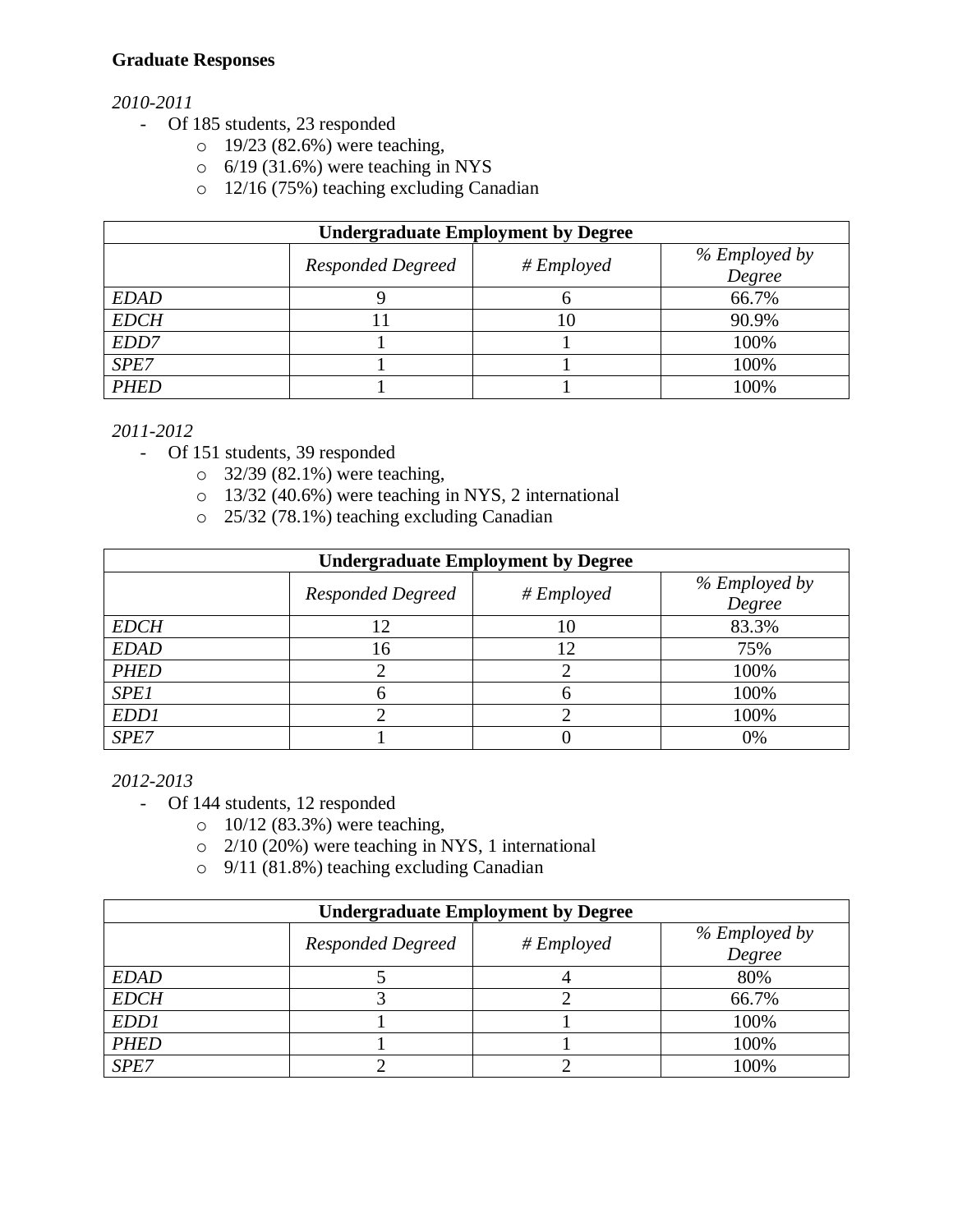**Graduate Responses**

*2010-2011*

- Of 185 students, 23 responded
  - 19/23 (82.6%) were teaching,
  - 6/19 (31.6%) were teaching in NYS
  - 12/16 (75%) teaching excluding Canadian

| Undergraduate Employment by Degree | | | |
|---|---|---|---|
| | *Responded Degreed* | *# Employed* | *% Employed by Degree* |
| *EDAD* | 9 | 6 | 66.7% |
| *EDCH* | 11 | 10 | 90.9% |
| *EDD7* | 1 | 1 | 100% |
| *SPE7* | 1 | 1 | 100% |
| *PHED* | 1 | 1 | 100% |

*2011-2012*

- Of 151 students, 39 responded
  - 32/39 (82.1%) were teaching,
  - 13/32 (40.6%) were teaching in NYS, 2 international
  - 25/32 (78.1%) teaching excluding Canadian

| Undergraduate Employment by Degree | | | |
|---|---|---|---|
| | *Responded Degreed* | *# Employed* | *% Employed by Degree* |
| *EDCH* | 12 | 10 | 83.3% |
| *EDAD* | 16 | 12 | 75% |
| *PHED* | 2 | 2 | 100% |
| *SPE1* | 6 | 6 | 100% |
| *EDD1* | 2 | 2 | 100% |
| *SPE7* | 1 | 0 | 0% |

*2012-2013*

- Of 144 students, 12 responded
  - 10/12 (83.3%) were teaching,
  - 2/10 (20%) were teaching in NYS, 1 international
  - 9/11 (81.8%) teaching excluding Canadian

| Undergraduate Employment by Degree | | | |
|---|---|---|---|
| | *Responded Degreed* | *# Employed* | *% Employed by Degree* |
| *EDAD* | 5 | 4 | 80% |
| *EDCH* | 3 | 2 | 66.7% |
| *EDD1* | 1 | 1 | 100% |
| *PHED* | 1 | 1 | 100% |
| *SPE7* | 2 | 2 | 100% |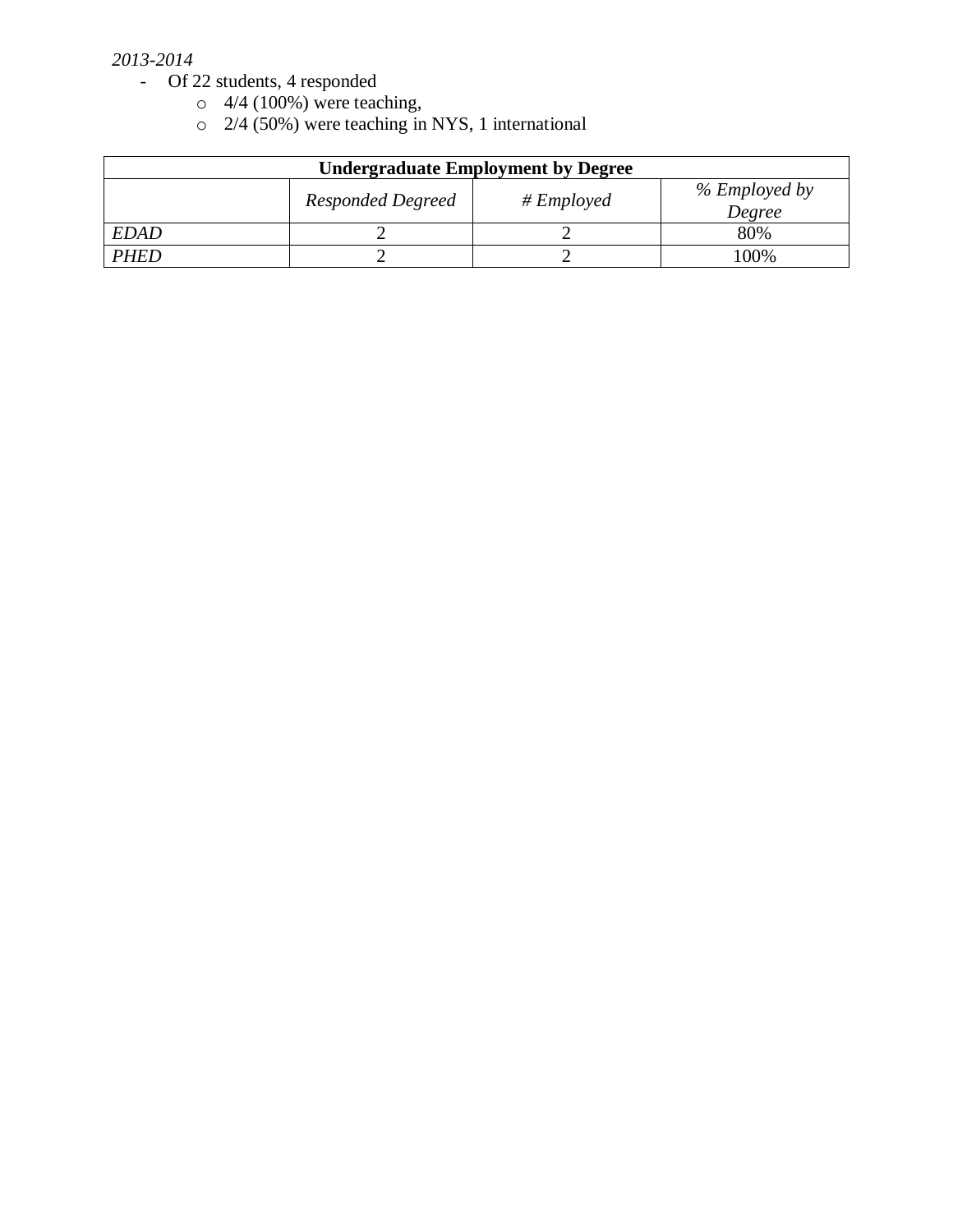*2013-2014*

- Of 22 students, 4 responded
    - 4/4 (100%) were teaching,
    - 2/4 (50%) were teaching in NYS, 1 international

| **Undergraduate Employment by Degree** | | | |
|---|---|---|---|
| | *Responded Degreed* | *# Employed* | *% Employed by Degree* |
| *EDAD* | 2 | 2 | 80% |
| *PHED* | 2 | 2 | 100% |